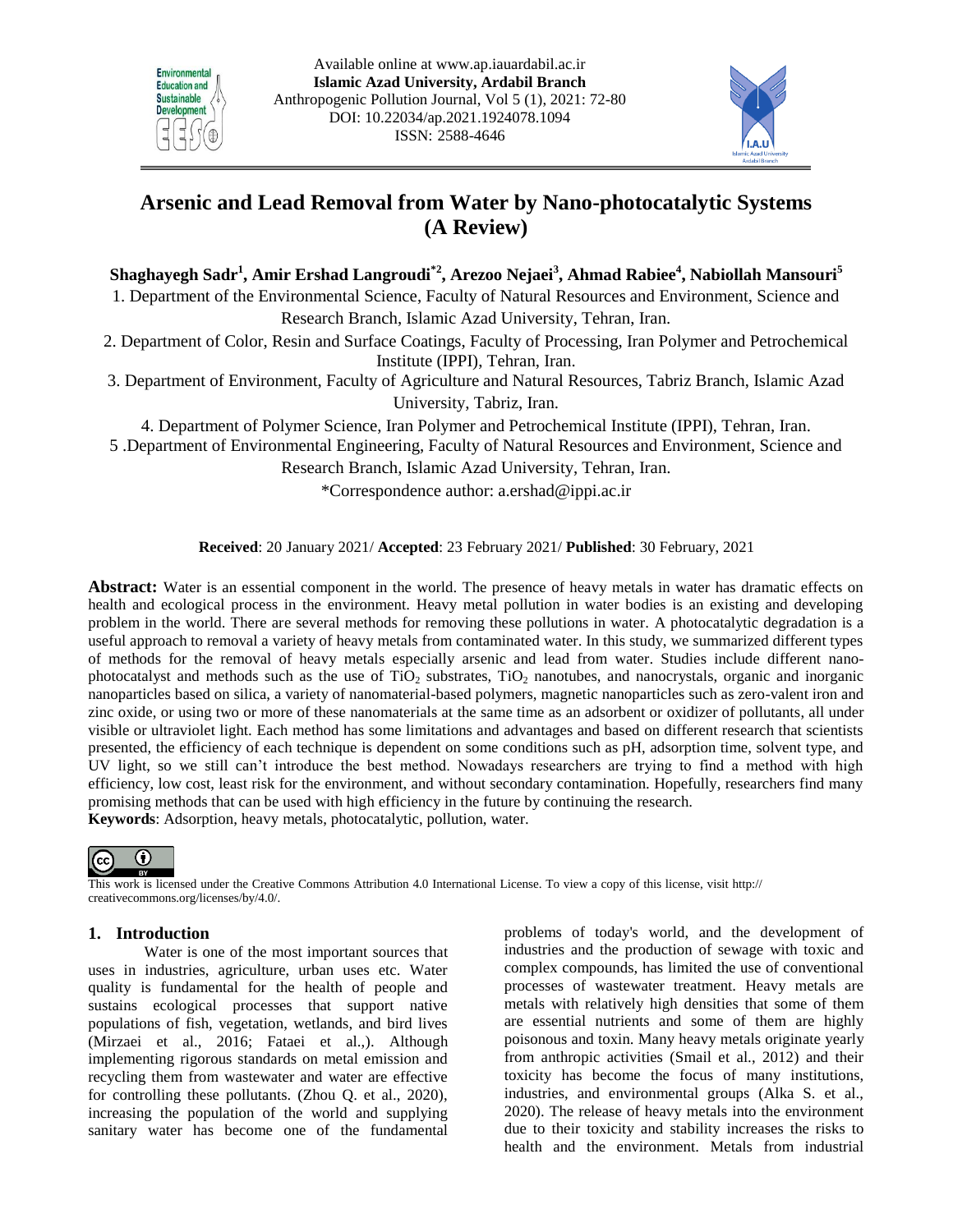Available online at www.ap.iauardabil.ac.ir
**Islamic Azad University, Ardabil Branch**
Anthropogenic Pollution Journal, Vol 5 (1), 2021: 72-80
DOI: 10.22034/ap.2021.1924078.1094
ISSN: 2588-4646

# Arsenic and Lead Removal from Water by Nano-photocatalytic Systems (A Review)

**Shaghayegh Sadr[1], Amir Ershad Langroudi[*2], Arezoo Nejaei[3], Ahmad Rabiee[4], Nabiollah Mansouri[5]**

1. Department of the Environmental Science, Faculty of Natural Resources and Environment, Science and Research Branch, Islamic Azad University, Tehran, Iran.
2. Department of Color, Resin and Surface Coatings, Faculty of Processing, Iran Polymer and Petrochemical Institute (IPPI), Tehran, Iran.
3. Department of Environment, Faculty of Agriculture and Natural Resources, Tabriz Branch, Islamic Azad University, Tabriz, Iran.
4. Department of Polymer Science, Iran Polymer and Petrochemical Institute (IPPI), Tehran, Iran.
5. Department of Environmental Engineering, Faculty of Natural Resources and Environment, Science and Research Branch, Islamic Azad University, Tehran, Iran.

*Correspondence author: a.ershad@ippi.ac.ir

**Received**: 20 January 2021/ **Accepted**: 23 February 2021/ **Published**: 30 February, 2021

**Abstract:** Water is an essential component in the world. The presence of heavy metals in water has dramatic effects on health and ecological process in the environment. Heavy metal pollution in water bodies is an existing and developing problem in the world. There are several methods for removing these pollutions in water. A photocatalytic degradation is a useful approach to removal a variety of heavy metals from contaminated water. In this study, we summarized different types of methods for the removal of heavy metals especially arsenic and lead from water. Studies include different nano-photocatalyst and methods such as the use of $TiO_2$ substrates, $TiO_2$ nanotubes, and nanocrystals, organic and inorganic nanoparticles based on silica, a variety of nanomaterial-based polymers, magnetic nanoparticles such as zero-valent iron and zinc oxide, or using two or more of these nanomaterials at the same time as an adsorbent or oxidizer of pollutants, all under visible or ultraviolet light. Each method has some limitations and advantages and based on different research that scientists presented, the efficiency of each technique is dependent on some conditions such as pH, adsorption time, solvent type, and UV light, so we still can't introduce the best method. Nowadays researchers are trying to find a method with high efficiency, low cost, least risk for the environment, and without secondary contamination. Hopefully, researchers find many promising methods that can be used with high efficiency in the future by continuing the research.

**Keywords**: Adsorption, heavy metals, photocatalytic, pollution, water.

This work is licensed under the Creative Commons Attribution 4.0 International License. To view a copy of this license, visit http:// creativecommons.org/licenses/by/4.0/.

## 1. Introduction

Water is one of the most important sources that uses in industries, agriculture, urban uses etc. Water quality is fundamental for the health of people and sustains ecological processes that support native populations of fish, vegetation, wetlands, and bird lives (Mirzaei et al., 2016; Fataei et al.,). Although implementing rigorous standards on metal emission and recycling them from wastewater and water are effective for controlling these pollutants. (Zhou Q. et al., 2020), increasing the population of the world and supplying sanitary water has become one of the fundamental problems of today's world, and the development of industries and the production of sewage with toxic and complex compounds, has limited the use of conventional processes of wastewater treatment. Heavy metals are metals with relatively high densities that some of them are essential nutrients and some of them are highly poisonous and toxin. Many heavy metals originate yearly from anthropic activities (Smail et al., 2012) and their toxicity has become the focus of many institutions, industries, and environmental groups (Alka S. et al., 2020). The release of heavy metals into the environment due to their toxicity and stability increases the risks to health and the environment. Metals from industrial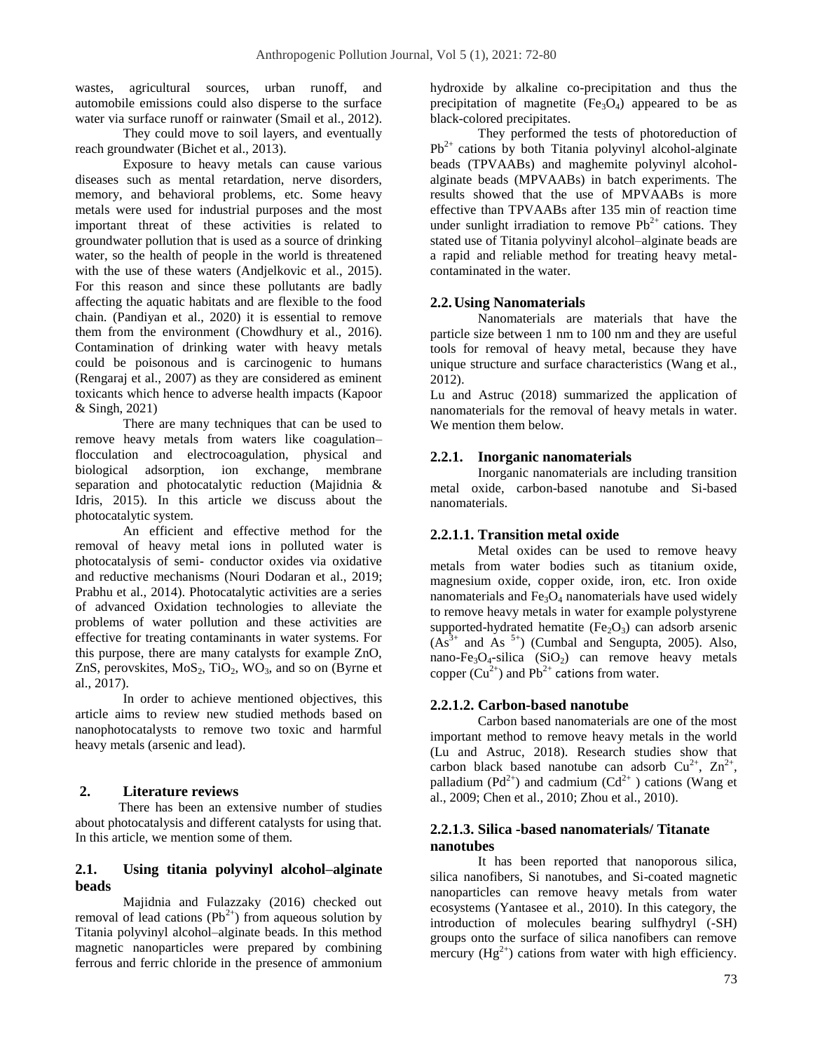wastes, agricultural sources, urban runoff, and automobile emissions could also disperse to the surface water via surface runoff or rainwater (Smail et al., 2012).

They could move to soil layers, and eventually reach groundwater (Bichet et al., 2013).

Exposure to heavy metals can cause various diseases such as mental retardation, nerve disorders, memory, and behavioral problems, etc. Some heavy metals were used for industrial purposes and the most important threat of these activities is related to groundwater pollution that is used as a source of drinking water, so the health of people in the world is threatened with the use of these waters (Andjelkovic et al., 2015). For this reason and since these pollutants are badly affecting the aquatic habitats and are flexible to the food chain. (Pandiyan et al., 2020) it is essential to remove them from the environment (Chowdhury et al., 2016). Contamination of drinking water with heavy metals could be poisonous and is carcinogenic to humans (Rengaraj et al., 2007) as they are considered as eminent toxicants which hence to adverse health impacts (Kapoor & Singh, 2021)

There are many techniques that can be used to remove heavy metals from waters like coagulation–flocculation and electrocoagulation, physical and biological adsorption, ion exchange, membrane separation and photocatalytic reduction (Majidnia & Idris, 2015). In this article we discuss about the photocatalytic system.

An efficient and effective method for the removal of heavy metal ions in polluted water is photocatalysis of semi- conductor oxides via oxidative and reductive mechanisms (Nouri Dodaran et al., 2019; Prabhu et al., 2014). Photocatalytic activities are a series of advanced Oxidation technologies to alleviate the problems of water pollution and these activities are effective for treating contaminants in water systems. For this purpose, there are many catalysts for example ZnO, ZnS, perovskites, $MoS_2$, $TiO_2$, $WO_3$, and so on (Byrne et al., 2017).

In order to achieve mentioned objectives, this article aims to review new studied methods based on nanophotocatalysts to remove two toxic and harmful heavy metals (arsenic and lead).

## 2. Literature reviews

There has been an extensive number of studies about photocatalysis and different catalysts for using that. In this article, we mention some of them.

### 2.1. Using titania polyvinyl alcohol–alginate beads

Majidnia and Fulazzaky (2016) checked out removal of lead cations ($Pb^{2+}$) from aqueous solution by Titania polyvinyl alcohol–alginate beads. In this method magnetic nanoparticles were prepared by combining ferrous and ferric chloride in the presence of ammonium hydroxide by alkaline co-precipitation and thus the precipitation of magnetite ($Fe_3O_4$) appeared to be as black-colored precipitates.

They performed the tests of photoreduction of $Pb^{2+}$ cations by both Titania polyvinyl alcohol-alginate beads (TPVAABs) and maghemite polyvinyl alcohol-alginate beads (MPVAABs) in batch experiments. The results showed that the use of MPVAABs is more effective than TPVAABs after 135 min of reaction time under sunlight irradiation to remove $Pb^{2+}$ cations. They stated use of Titania polyvinyl alcohol–alginate beads are a rapid and reliable method for treating heavy metal-contaminated in the water.

### 2.2. Using Nanomaterials

Nanomaterials are materials that have the particle size between 1 nm to 100 nm and they are useful tools for removal of heavy metal, because they have unique structure and surface characteristics (Wang et al., 2012).

Lu and Astruc (2018) summarized the application of nanomaterials for the removal of heavy metals in water. We mention them below.

#### 2.2.1. Inorganic nanomaterials

Inorganic nanomaterials are including transition metal oxide, carbon-based nanotube and Si-based nanomaterials.

#### 2.2.1.1. Transition metal oxide

Metal oxides can be used to remove heavy metals from water bodies such as titanium oxide, magnesium oxide, copper oxide, iron, etc. Iron oxide nanomaterials and $Fe_3O_4$ nanomaterials have used widely to remove heavy metals in water for example polystyrene supported-hydrated hematite ($Fe_2O_3$) can adsorb arsenic ($As^{3+}$ and $As^{5+}$) (Cumbal and Sengupta, 2005). Also, nano-$Fe_3O_4$-silica ($SiO_2$) can remove heavy metals copper ($Cu^{2+}$) and $Pb^{2+}$ cations from water.

#### 2.2.1.2. Carbon-based nanotube

Carbon based nanomaterials are one of the most important method to remove heavy metals in the world (Lu and Astruc, 2018). Research studies show that carbon black based nanotube can adsorb $Cu^{2+}$, $Zn^{2+}$, palladium ($Pd^{2+}$) and cadmium ($Cd^{2+}$ ) cations (Wang et al., 2009; Chen et al., 2010; Zhou et al., 2010).

#### 2.2.1.3. Silica -based nanomaterials/ Titanate nanotubes

It has been reported that nanoporous silica, silica nanofibers, Si nanotubes, and Si-coated magnetic nanoparticles can remove heavy metals from water ecosystems (Yantasee et al., 2010). In this category, the introduction of molecules bearing sulfhydryl (-SH) groups onto the surface of silica nanofibers can remove mercury ($Hg^{2+}$) cations from water with high efficiency.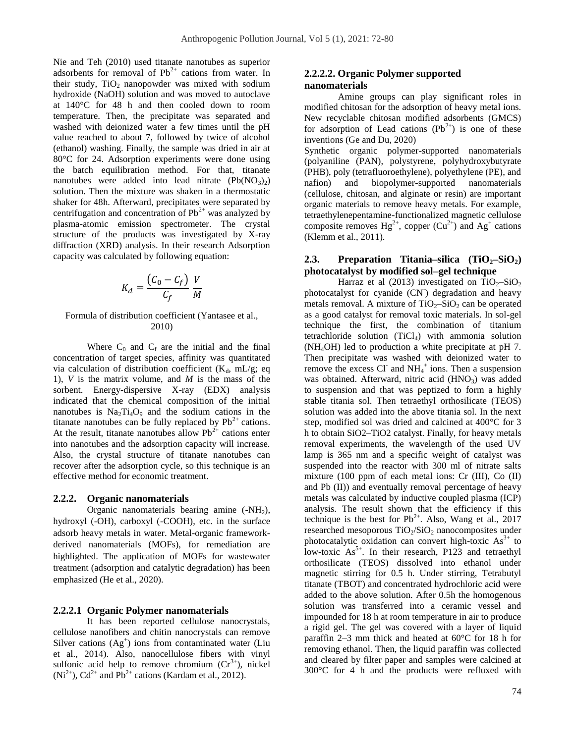Nie and Teh (2010) used titanate nanotubes as superior adsorbents for removal of $Pb^{2+}$ cations from water. In their study, $TiO_2$ nanopowder was mixed with sodium hydroxide (NaOH) solution and was moved to autoclave at 140°C for 48 h and then cooled down to room temperature. Then, the precipitate was separated and washed with deionized water a few times until the pH value reached to about 7, followed by twice of alcohol (ethanol) washing. Finally, the sample was dried in air at 80°C for 24. Adsorption experiments were done using the batch equilibration method. For that, titanate nanotubes were added into lead nitrate ($Pb(NO_3)_2$) solution. Then the mixture was shaken in a thermostatic shaker for 48h. Afterward, precipitates were separated by centrifugation and concentration of $Pb^{2+}$ was analyzed by plasma-atomic emission spectrometer. The crystal structure of the products was investigated by X-ray diffraction (XRD) analysis. In their research Adsorption capacity was calculated by following equation:

$$K_d = \frac{(C_0 - C_f)}{C_f}\ \frac{V}{M}$$

Formula of distribution coefficient (Yantasee et al., 2010)

Where $C_0$ and $C_f$ are the initial and the final concentration of target species, affinity was quantitated via calculation of distribution coefficient ($K_d$, mL/g; eq 1), $V$ is the matrix volume, and $M$ is the mass of the sorbent. Energy-dispersive X-ray (EDX) analysis indicated that the chemical composition of the initial nanotubes is $Na_2Ti_4O_9$ and the sodium cations in the titanate nanotubes can be fully replaced by $Pb^{2+}$ cations. At the result, titanate nanotubes allow $Pb^{2+}$ cations enter into nanotubes and the adsorption capacity will increase. Also, the crystal structure of titanate nanotubes can recover after the adsorption cycle, so this technique is an effective method for economic treatment.

### 2.2.2. Organic nanomaterials

Organic nanomaterials bearing amine ($-NH_2$), hydroxyl (-OH), carboxyl (-COOH), etc. in the surface adsorb heavy metals in water. Metal-organic framework-derived nanomaterials (MOFs), for remediation are highlighted. The application of MOFs for wastewater treatment (adsorption and catalytic degradation) has been emphasized (He et al., 2020).

#### 2.2.2.1 Organic Polymer nanomaterials

It has been reported cellulose nanocrystals, cellulose nanofibers and chitin nanocrystals can remove Silver cations ($Ag^+$) ions from contaminated water (Liu et al., 2014). Also, nanocellulose fibers with vinyl sulfonic acid help to remove chromium ($Cr^{3+}$), nickel ($Ni^{2+}$), $Cd^{2+}$ and $Pb^{2+}$ cations (Kardam et al., 2012).

#### 2.2.2.2. Organic Polymer supported nanomaterials

Amine groups can play significant roles in modified chitosan for the adsorption of heavy metal ions. New recyclable chitosan modified adsorbents (GMCS) for adsorption of Lead cations ($Pb^{2+}$) is one of these inventions (Ge and Du, 2020)

Synthetic organic polymer-supported nanomaterials (polyaniline (PAN), polystyrene, polyhydroxybutyrate (PHB), poly (tetrafluoroethylene), polyethylene (PE), and nafion) and biopolymer-supported nanomaterials (cellulose, chitosan, and alginate or resin) are important organic materials to remove heavy metals. For example, tetraethylenepentamine-functionalized magnetic cellulose composite removes $Hg^{2+}$, copper ($Cu^{2+}$) and $Ag^+$ cations (Klemm et al., 2011).

### 2.3. Preparation Titania–silica ($TiO_2$–$SiO_2$) photocatalyst by modified sol–gel technique

Harraz et al (2013) investigated on $TiO_2$–$SiO_2$ photocatalyst for cyanide ($CN^-$) degradation and heavy metals removal. A mixture of $TiO_2$–$SiO_2$ can be operated as a good catalyst for removal toxic materials. In sol-gel technique the first, the combination of titanium tetrachloride solution ($TiCl_4$) with ammonia solution ($NH_4OH$) led to production a white precipitate at pH 7. Then precipitate was washed with deionized water to remove the excess $Cl^-$ and $NH_4^+$ ions. Then a suspension was obtained. Afterward, nitric acid ($HNO_3$) was added to suspension and that was peptized to form a highly stable titania sol. Then tetraethyl orthosilicate (TEOS) solution was added into the above titania sol. In the next step, modified sol was dried and calcined at 400°C for 3 h to obtain SiO2–TiO2 catalyst. Finally, for heavy metals removal experiments, the wavelength of the used UV lamp is 365 nm and a specific weight of catalyst was suspended into the reactor with 300 ml of nitrate salts mixture (100 ppm of each metal ions: Cr (III), Co (II) and Pb (II)) and eventually removal percentage of heavy metals was calculated by inductive coupled plasma (ICP) analysis. The result shown that the efficiency if this technique is the best for $Pb^{2+}$. Also, Wang et al., 2017 researched mesoporous $TiO_2$/$SiO_2$ nanocomposites under photocatalytic oxidation can convert high-toxic $As^{3+}$ to low-toxic $As^{5+}$. In their research, P123 and tetraethyl orthosilicate (TEOS) dissolved into ethanol under magnetic stirring for 0.5 h. Under stirring, Tetrabutyl titanate (TBOT) and concentrated hydrochloric acid were added to the above solution. After 0.5h the homogenous solution was transferred into a ceramic vessel and impounded for 18 h at room temperature in air to produce a rigid gel. The gel was covered with a layer of liquid paraffin 2–3 mm thick and heated at 60°C for 18 h for removing ethanol. Then, the liquid paraffin was collected and cleared by filter paper and samples were calcined at 300°C for 4 h and the products were refluxed with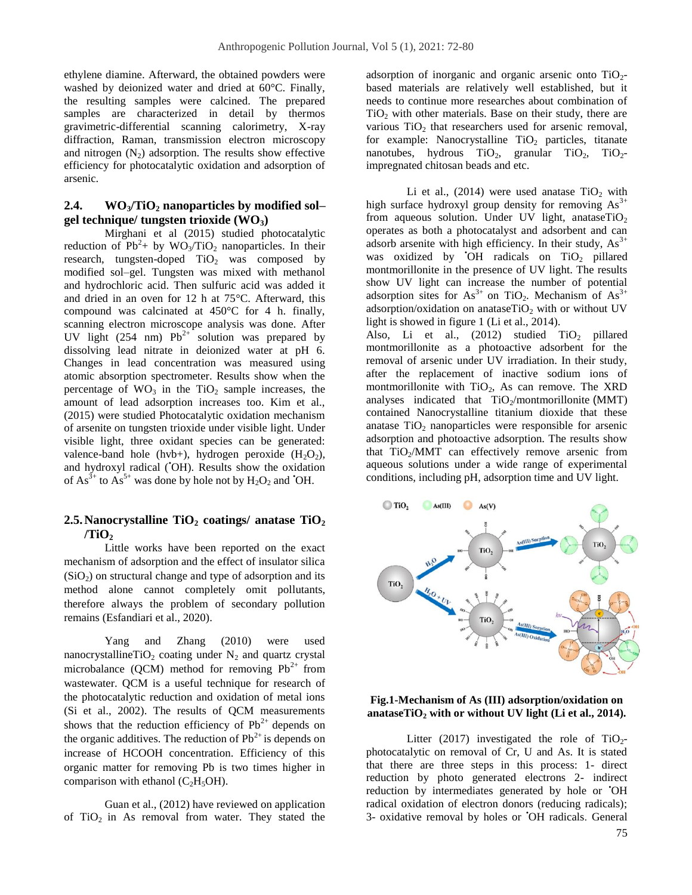ethylene diamine. Afterward, the obtained powders were washed by deionized water and dried at 60°C. Finally, the resulting samples were calcined. The prepared samples are characterized in detail by thermos gravimetric-differential scanning calorimetry, X-ray diffraction, Raman, transmission electron microscopy and nitrogen ($N_2$) adsorption. The results show effective efficiency for photocatalytic oxidation and adsorption of arsenic.

### 2.4. $WO_3/TiO_2$ nanoparticles by modified sol–gel technique/ tungsten trioxide ($WO_3$)

Mirghani et al (2015) studied photocatalytic reduction of $Pb^{2+}$ by $WO_3/TiO_2$ nanoparticles. In their research, tungsten-doped $TiO_2$ was composed by modified sol–gel. Tungsten was mixed with methanol and hydrochloric acid. Then sulfuric acid was added it and dried in an oven for 12 h at 75°C. Afterward, this compound was calcinated at 450°C for 4 h. finally, scanning electron microscope analysis was done. After UV light (254 nm) $Pb^{2+}$ solution was prepared by dissolving lead nitrate in deionized water at pH 6. Changes in lead concentration was measured using atomic absorption spectrometer. Results show when the percentage of $WO_3$ in the $TiO_2$ sample increases, the amount of lead adsorption increases too. Kim et al., (2015) were studied Photocatalytic oxidation mechanism of arsenite on tungsten trioxide under visible light. Under visible light, three oxidant species can be generated: valence-band hole (hvb+), hydrogen peroxide ($H_2O_2$), and hydroxyl radical (•OH). Results show the oxidation of $As^{3+}$ to $As^{5+}$ was done by hole not by $H_2O_2$ and •OH.

### 2.5. Nanocrystalline $TiO_2$ coatings/ anatase $TiO_2$ /$TiO_2$

Little works have been reported on the exact mechanism of adsorption and the effect of insulator silica ($SiO_2$) on structural change and type of adsorption and its method alone cannot completely omit pollutants, therefore always the problem of secondary pollution remains (Esfandiari et al., 2020).

Yang and Zhang (2010) were used nanocrystalline$TiO_2$ coating under $N_2$ and quartz crystal microbalance (QCM) method for removing $Pb^{2+}$ from wastewater. QCM is a useful technique for research of the photocatalytic reduction and oxidation of metal ions (Si et al., 2002). The results of QCM measurements shows that the reduction efficiency of $Pb^{2+}$ depends on the organic additives. The reduction of $Pb^{2+}$ is depends on increase of HCOOH concentration. Efficiency of this organic matter for removing Pb is two times higher in comparison with ethanol ($C_2H_5OH$).

Guan et al., (2012) have reviewed on application of $TiO_2$ in As removal from water. They stated the adsorption of inorganic and organic arsenic onto $TiO_2$-based materials are relatively well established, but it needs to continue more researches about combination of $TiO_2$ with other materials. Base on their study, there are various $TiO_2$ that researchers used for arsenic removal, for example: Nanocrystalline $TiO_2$ particles, titanate nanotubes, hydrous $TiO_2$, granular $TiO_2$, $TiO_2$-impregnated chitosan beads and etc.

Li et al., (2014) were used anatase $TiO_2$ with high surface hydroxyl group density for removing $As^{3+}$ from aqueous solution. Under UV light, anatase$TiO_2$ operates as both a photocatalyst and adsorbent and can adsorb arsenite with high efficiency. In their study, $As^{3+}$ was oxidized by •OH radicals on $TiO_2$ pillared montmorillonite in the presence of UV light. The results show UV light can increase the number of potential adsorption sites for $As^{3+}$ on $TiO_2$. Mechanism of $As^{3+}$ adsorption/oxidation on anatase$TiO_2$ with or without UV light is showed in figure 1 (Li et al., 2014).

Also, Li et al., (2012) studied $TiO_2$ pillared montmorillonite as a photoactive adsorbent for the removal of arsenic under UV irradiation. In their study, after the replacement of inactive sodium ions of montmorillonite with $TiO_2$, As can remove. The XRD analyses indicated that $TiO_2$/montmorillonite (MMT) contained Nanocrystalline titanium dioxide that these anatase $TiO_2$ nanoparticles were responsible for arsenic adsorption and photoactive adsorption. The results show that $TiO_2$/MMT can effectively remove arsenic from aqueous solutions under a wide range of experimental conditions, including pH, adsorption time and UV light.

**Fig.1-Mechanism of As (III) adsorption/oxidation on anatase$TiO_2$ with or without UV light (Li et al., 2014).**

Litter (2017) investigated the role of $TiO_2$-photocatalytic on removal of Cr, U and As. It is stated that there are three steps in this process: 1- direct reduction by photo generated electrons 2- indirect reduction by intermediates generated by hole or •OH radical oxidation of electron donors (reducing radicals); 3- oxidative removal by holes or •OH radicals. General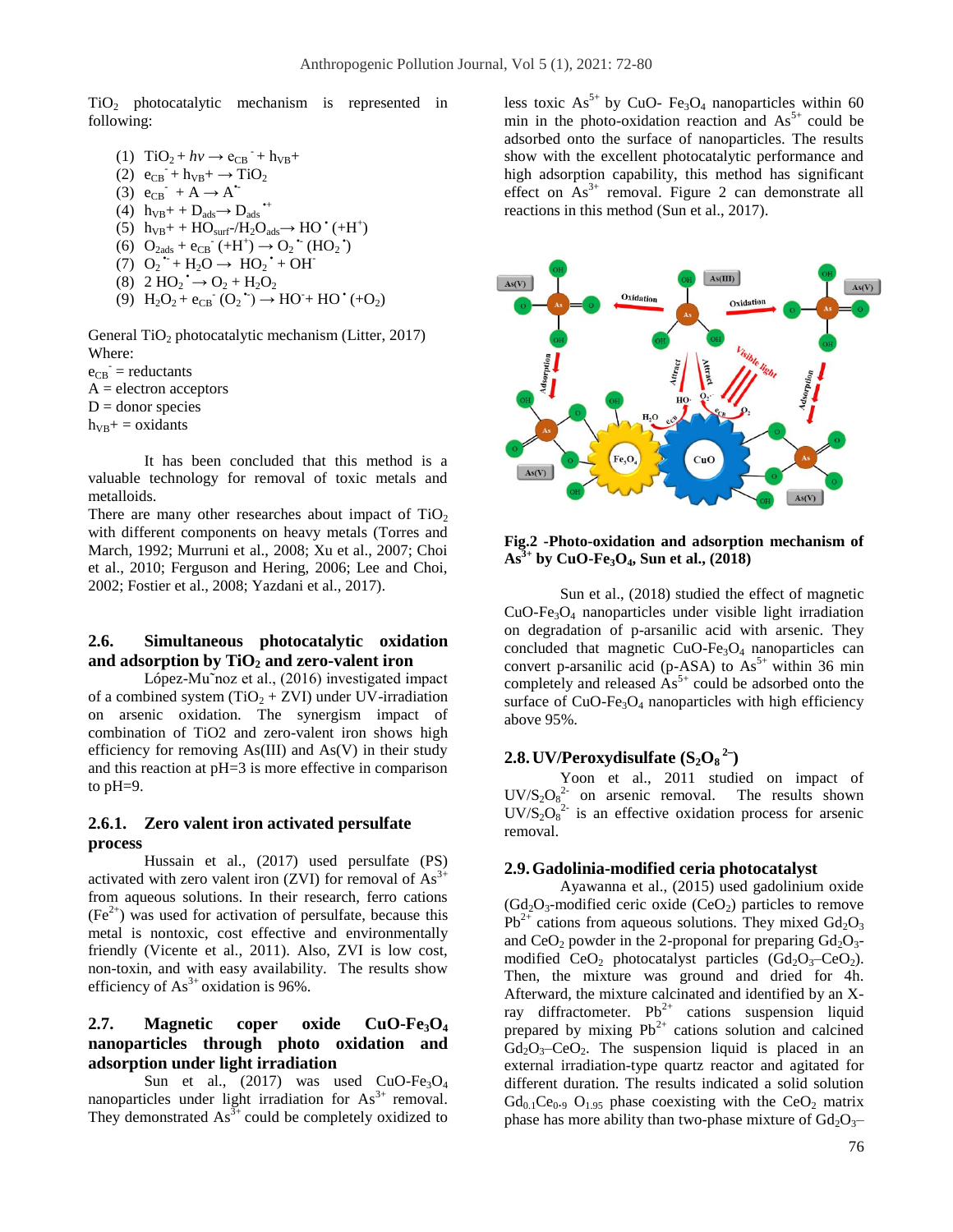$TiO_2$ photocatalytic mechanism is represented in following:

(1) $TiO_2 + h\nu \rightarrow e_{CB}^- + h_{VB}+$
(2) $e_{CB}^- + h_{VB}+ \rightarrow TiO_2$
(3) $e_{CB}^- + A \rightarrow A^{\bullet-}$
(4) $h_{VB}+ + D_{ads} \rightarrow D_{ads}^{\bullet+}$
(5) $h_{VB}+ + HO_{surf}^-/H_2O_{ads} \rightarrow HO^{\bullet} (+H^+)$
(6) $O_{2ads} + e_{CB}^- (+H^+) \rightarrow O_2^{\bullet-} (HO_2^{\bullet})$
(7) $O_2^{\bullet-} + H_2O \rightarrow HO_2^{\bullet} + OH^-$
(8) $2\ HO_2^{\bullet} \rightarrow O_2 + H_2O_2$
(9) $H_2O_2 + e_{CB}^- (O_2^{\bullet-}) \rightarrow HO^- + HO^{\bullet} (+O_2)$

General $TiO_2$ photocatalytic mechanism (Litter, 2017)

Where:

$e_{CB}^-$ = reductants
A = electron acceptors
D = donor species
$h_{VB}+$ = oxidants

It has been concluded that this method is a valuable technology for removal of toxic metals and metalloids.

There are many other researches about impact of $TiO_2$ with different components on heavy metals (Torres and March, 1992; Murruni et al., 2008; Xu et al., 2007; Choi et al., 2010; Ferguson and Hering, 2006; Lee and Choi, 2002; Fostier et al., 2008; Yazdani et al., 2017).

### 2.6. Simultaneous photocatalytic oxidation and adsorption by $TiO_2$ and zero-valent iron

López-Mu˜noz et al., (2016) investigated impact of a combined system ($TiO_2$ + ZVI) under UV-irradiation on arsenic oxidation. The synergism impact of combination of TiO2 and zero-valent iron shows high efficiency for removing As(III) and As(V) in their study and this reaction at pH=3 is more effective in comparison to pH=9.

#### 2.6.1. Zero valent iron activated persulfate process

Hussain et al., (2017) used persulfate (PS) activated with zero valent iron (ZVI) for removal of $As^{3+}$ from aqueous solutions. In their research, ferro cations ($Fe^{2+}$) was used for activation of persulfate, because this metal is nontoxic, cost effective and environmentally friendly (Vicente et al., 2011). Also, ZVI is low cost, non-toxin, and with easy availability. The results show efficiency of $As^{3+}$ oxidation is 96%.

### 2.7. Magnetic coper oxide $CuO$-$Fe_3O_4$ nanoparticles through photo oxidation and adsorption under light irradiation

Sun et al., (2017) was used $CuO$-$Fe_3O_4$ nanoparticles under light irradiation for $As^{3+}$ removal. They demonstrated $As^{3+}$ could be completely oxidized to less toxic $As^{5+}$ by $CuO$- $Fe_3O_4$ nanoparticles within 60 min in the photo-oxidation reaction and $As^{5+}$ could be adsorbed onto the surface of nanoparticles. The results show with the excellent photocatalytic performance and high adsorption capability, this method has significant effect on $As^{3+}$ removal. Figure 2 can demonstrate all reactions in this method (Sun et al., 2017).

**Fig.2 -Photo-oxidation and adsorption mechanism of $As^{3+}$ by $CuO$-$Fe_3O_4$, Sun et al., (2018)**

Sun et al., (2018) studied the effect of magnetic $CuO$-$Fe_3O_4$ nanoparticles under visible light irradiation on degradation of p-arsanilic acid with arsenic. They concluded that magnetic $CuO$-$Fe_3O_4$ nanoparticles can convert p-arsanilic acid (p-ASA) to $As^{5+}$ within 36 min completely and released $As^{5+}$ could be adsorbed onto the surface of $CuO$-$Fe_3O_4$ nanoparticles with high efficiency above 95%.

### 2.8. UV/Peroxydisulfate ($S_2O_8^{\,2-}$)

Yoon et al., 2011 studied on impact of $UV/S_2O_8^{2-}$ on arsenic removal. The results shown $UV/S_2O_8^{2-}$ is an effective oxidation process for arsenic removal.

### 2.9. Gadolinia-modified ceria photocatalyst

Ayawanna et al., (2015) used gadolinium oxide ($Gd_2O_3$)-modified ceric oxide ($CeO_2$) particles to remove $Pb^{2+}$ cations from aqueous solutions. They mixed $Gd_2O_3$ and $CeO_2$ powder in the 2-proponal for preparing $Gd_2O_3$-modified $CeO_2$ photocatalyst particles ($Gd_2O_3$–$CeO_2$). Then, the mixture was ground and dried for 4h. Afterward, the mixture calcinated and identified by an X-ray diffractometer. $Pb^{2+}$ cations suspension liquid prepared by mixing $Pb^{2+}$ cations solution and calcined $Gd_2O_3$–$CeO_2$. The suspension liquid is placed in an external irradiation-type quartz reactor and agitated for different duration. The results indicated a solid solution $Gd_{0.1}Ce_{0.9}\ O_{1.95}$ phase coexisting with the $CeO_2$ matrix phase has more ability than two-phase mixture of $Gd_2O_3$–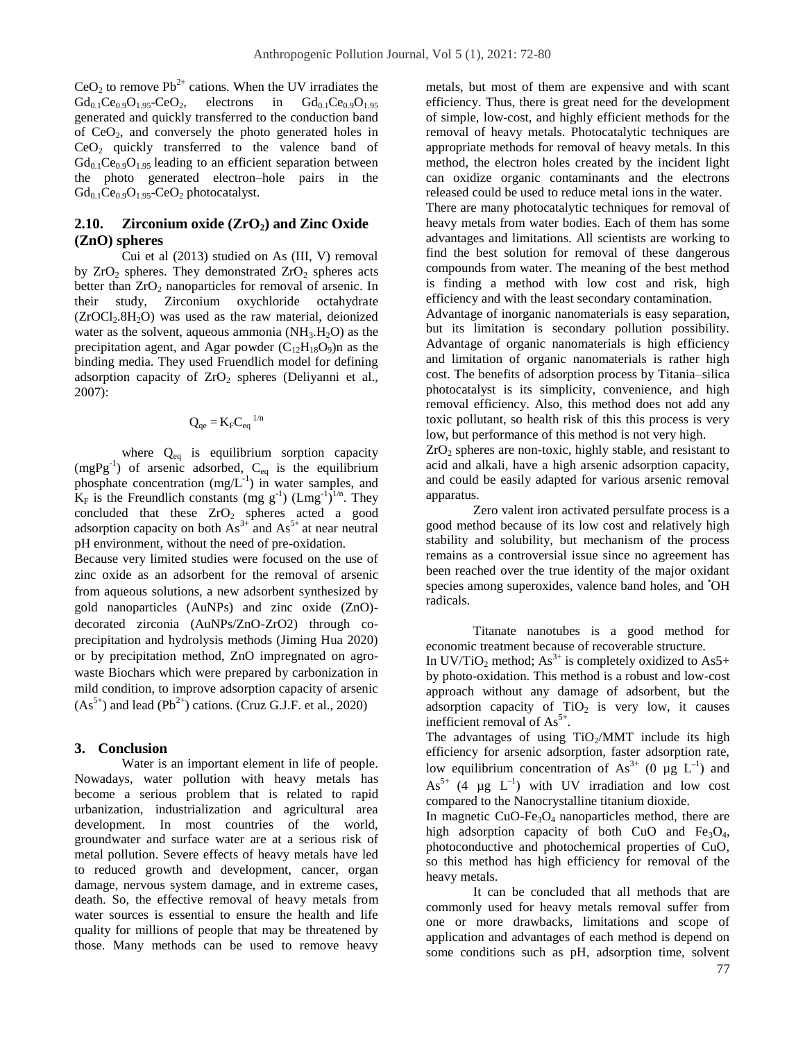$CeO_2$ to remove $Pb^{2+}$ cations. When the UV irradiates the $Gd_{0.1}Ce_{0.9}O_{1.95}$-$CeO_2$, electrons in $Gd_{0.1}Ce_{0.9}O_{1.95}$ generated and quickly transferred to the conduction band of $CeO_2$, and conversely the photo generated holes in $CeO_2$ quickly transferred to the valence band of $Gd_{0.1}Ce_{0.9}O_{1.95}$ leading to an efficient separation between the photo generated electron–hole pairs in the $Gd_{0.1}Ce_{0.9}O_{1.95}$-$CeO_2$ photocatalyst.

### 2.10. Zirconium oxide ($ZrO_2$) and Zinc Oxide (ZnO) spheres

Cui et al (2013) studied on As (III, V) removal by $ZrO_2$ spheres. They demonstrated $ZrO_2$ spheres acts better than $ZrO_2$ nanoparticles for removal of arsenic. In their study, Zirconium oxychloride octahydrate ($ZrOCl_2.8H_2O$) was used as the raw material, deionized water as the solvent, aqueous ammonia ($NH_3.H_2O$) as the precipitation agent, and Agar powder $(C_{12}H_{18}O_9)n$ as the binding media. They used Fruendlich model for defining adsorption capacity of $ZrO_2$ spheres (Deliyanni et al., 2007):

$$Q_{qe} = K_F C_{eq}^{\ 1/n}$$

where $Q_{eq}$ is equilibrium sorption capacity ($mgPg^{-1}$) of arsenic adsorbed, $C_{eq}$ is the equilibrium phosphate concentration ($mg/L^{-1}$) in water samples, and $K_F$ is the Freundlich constants ($mg\ g^{-1}$) $(Lmg^{-1})^{1/n}$. They concluded that these $ZrO_2$ spheres acted a good adsorption capacity on both $As^{3+}$ and $As^{5+}$ at near neutral pH environment, without the need of pre-oxidation.

Because very limited studies were focused on the use of zinc oxide as an adsorbent for the removal of arsenic from aqueous solutions, a new adsorbent synthesized by gold nanoparticles (AuNPs) and zinc oxide (ZnO)-decorated zirconia (AuNPs/ZnO-ZrO2) through co-precipitation and hydrolysis methods (Jiming Hua 2020) or by precipitation method, ZnO impregnated on agro-waste Biochars which were prepared by carbonization in mild condition, to improve adsorption capacity of arsenic ($As^{5+}$) and lead ($Pb^{2+}$) cations. (Cruz G.J.F. et al., 2020)

## 3. Conclusion

Water is an important element in life of people. Nowadays, water pollution with heavy metals has become a serious problem that is related to rapid urbanization, industrialization and agricultural area development. In most countries of the world, groundwater and surface water are at a serious risk of metal pollution. Severe effects of heavy metals have led to reduced growth and development, cancer, organ damage, nervous system damage, and in extreme cases, death. So, the effective removal of heavy metals from water sources is essential to ensure the health and life quality for millions of people that may be threatened by those. Many methods can be used to remove heavy metals, but most of them are expensive and with scant efficiency. Thus, there is great need for the development of simple, low-cost, and highly efficient methods for the removal of heavy metals. Photocatalytic techniques are appropriate methods for removal of heavy metals. In this method, the electron holes created by the incident light can oxidize organic contaminants and the electrons released could be used to reduce metal ions in the water.

There are many photocatalytic techniques for removal of heavy metals from water bodies. Each of them has some advantages and limitations. All scientists are working to find the best solution for removal of these dangerous compounds from water. The meaning of the best method is finding a method with low cost and risk, high efficiency and with the least secondary contamination.

Advantage of inorganic nanomaterials is easy separation, but its limitation is secondary pollution possibility. Advantage of organic nanomaterials is high efficiency and limitation of organic nanomaterials is rather high cost. The benefits of adsorption process by Titania–silica photocatalyst is its simplicity, convenience, and high removal efficiency. Also, this method does not add any toxic pollutant, so health risk of this this process is very low, but performance of this method is not very high.

$ZrO_2$ spheres are non-toxic, highly stable, and resistant to acid and alkali, have a high arsenic adsorption capacity, and could be easily adapted for various arsenic removal apparatus.

Zero valent iron activated persulfate process is a good method because of its low cost and relatively high stability and solubility, but mechanism of the process remains as a controversial issue since no agreement has been reached over the true identity of the major oxidant species among superoxides, valence band holes, and •OH radicals.

Titanate nanotubes is a good method for economic treatment because of recoverable structure.

In UV/$TiO_2$ method; $As^{3+}$ is completely oxidized to As5+ by photo-oxidation. This method is a robust and low-cost approach without any damage of adsorbent, but the adsorption capacity of $TiO_2$ is very low, it causes inefficient removal of $As^{5+}$.

The advantages of using $TiO_2$/MMT include its high efficiency for arsenic adsorption, faster adsorption rate, low equilibrium concentration of $As^{3+}$ (0 $\mu g\ L^{-1}$) and $As^{5+}$ (4 $\mu g\ L^{-1}$) with UV irradiation and low cost compared to the Nanocrystalline titanium dioxide.

In magnetic $CuO$-$Fe_3O_4$ nanoparticles method, there are high adsorption capacity of both CuO and $Fe_3O_4$, photoconductive and photochemical properties of CuO, so this method has high efficiency for removal of the heavy metals.

It can be concluded that all methods that are commonly used for heavy metals removal suffer from one or more drawbacks, limitations and scope of application and advantages of each method is depend on some conditions such as pH, adsorption time, solvent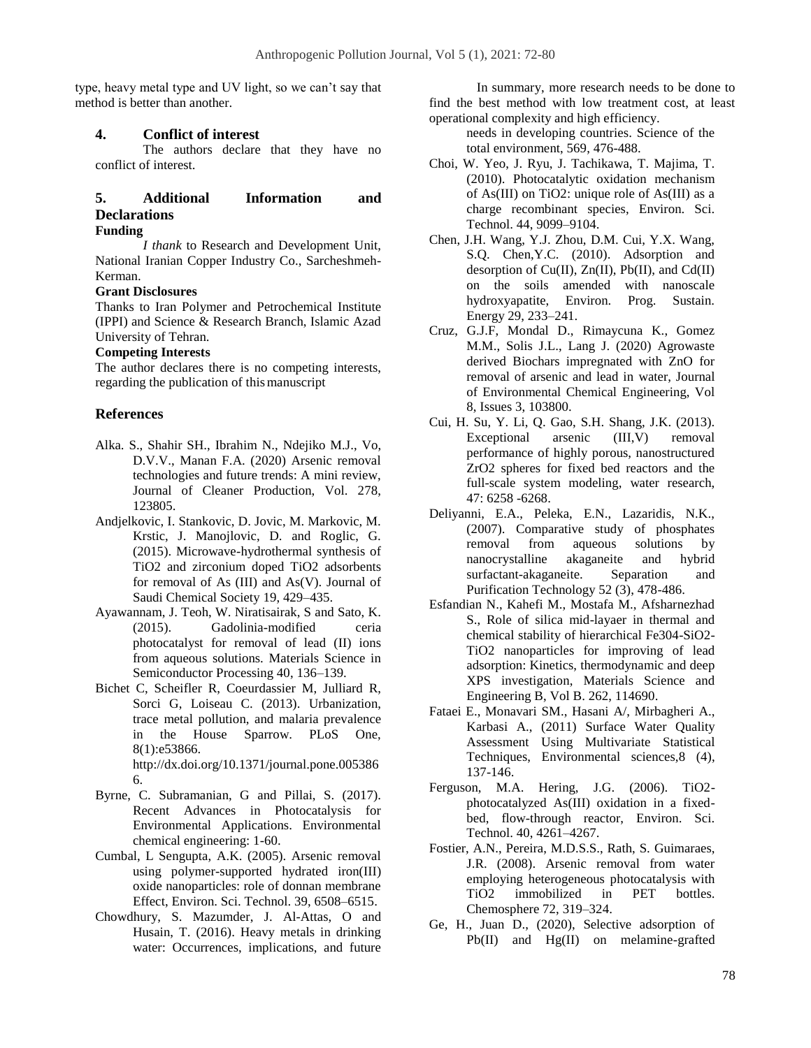type, heavy metal type and UV light, so we can't say that method is better than another.

## 4. Conflict of interest

The authors declare that they have no conflict of interest.

## 5. Additional Information and Declarations

### Funding

*I thank* to Research and Development Unit, National Iranian Copper Industry Co., Sarcheshmeh-Kerman.

### Grant Disclosures

Thanks to Iran Polymer and Petrochemical Institute (IPPI) and Science & Research Branch, Islamic Azad University of Tehran.

### Competing Interests

The author declares there is no competing interests, regarding the publication of this manuscript

In summary, more research needs to be done to find the best method with low treatment cost, at least operational complexity and high efficiency.

## References

Alka. S., Shahir SH., Ibrahim N., Ndejiko M.J., Vo, D.V.V., Manan F.A. (2020) Arsenic removal technologies and future trends: A mini review, Journal of Cleaner Production, Vol. 278, 123805.

Andjelkovic, I. Stankovic, D. Jovic, M. Markovic, M. Krstic, J. Manojlovic, D. and Roglic, G. (2015). Microwave-hydrothermal synthesis of TiO2 and zirconium doped TiO2 adsorbents for removal of As (III) and As(V). Journal of Saudi Chemical Society 19, 429–435.

Ayawannam, J. Teoh, W. Niratisairak, S and Sato, K. (2015). Gadolinia-modified ceria photocatalyst for removal of lead (II) ions from aqueous solutions. Materials Science in Semiconductor Processing 40, 136–139.

Bichet C, Scheifler R, Coeurdassier M, Julliard R, Sorci G, Loiseau C. (2013). Urbanization, trace metal pollution, and malaria prevalence in the House Sparrow. PLoS One, 8(1):e53866. http://dx.doi.org/10.1371/journal.pone.0053866.

Byrne, C. Subramanian, G and Pillai, S. (2017). Recent Advances in Photocatalysis for Environmental Applications. Environmental chemical engineering: 1-60.

Cumbal, L Sengupta, A.K. (2005). Arsenic removal using polymer-supported hydrated iron(III) oxide nanoparticles: role of donnan membrane Effect, Environ. Sci. Technol. 39, 6508–6515.

Chowdhury, S. Mazumder, J. Al-Attas, O and Husain, T. (2016). Heavy metals in drinking water: Occurrences, implications, and future needs in developing countries. Science of the total environment, 569, 476-488.

Choi, W. Yeo, J. Ryu, J. Tachikawa, T. Majima, T. (2010). Photocatalytic oxidation mechanism of As(III) on TiO2: unique role of As(III) as a charge recombinant species, Environ. Sci. Technol. 44, 9099–9104.

Chen, J.H. Wang, Y.J. Zhou, D.M. Cui, Y.X. Wang, S.Q. Chen,Y.C. (2010). Adsorption and desorption of Cu(II), Zn(II), Pb(II), and Cd(II) on the soils amended with nanoscale hydroxyapatite, Environ. Prog. Sustain. Energy 29, 233–241.

Cruz, G.J.F, Mondal D., Rimaycuna K., Gomez M.M., Solis J.L., Lang J. (2020) Agrowaste derived Biochars impregnated with ZnO for removal of arsenic and lead in water, Journal of Environmental Chemical Engineering, Vol 8, Issues 3, 103800.

Cui, H. Su, Y. Li, Q. Gao, S.H. Shang, J.K. (2013). Exceptional arsenic (III,V) removal performance of highly porous, nanostructured ZrO2 spheres for fixed bed reactors and the full-scale system modeling, water research, 47: 6258 -6268.

Deliyanni, E.A., Peleka, E.N., Lazaridis, N.K., (2007). Comparative study of phosphates removal from aqueous solutions by nanocrystalline akaganeite and hybrid surfactant-akaganeite. Separation and Purification Technology 52 (3), 478-486.

Esfandian N., Kahefi M., Mostafa M., Afsharnezhad S., Role of silica mid-layaer in thermal and chemical stability of hierarchical Fe304-SiO2-TiO2 nanoparticles for improving of lead adsorption: Kinetics, thermodynamic and deep XPS investigation, Materials Science and Engineering B, Vol B. 262, 114690.

Fataei E., Monavari SM., Hasani A/, Mirbagheri A., Karbasi A., (2011) Surface Water Quality Assessment Using Multivariate Statistical Techniques, Environmental sciences,8 (4), 137-146.

Ferguson, M.A. Hering, J.G. (2006). TiO2-photocatalyzed As(III) oxidation in a fixed-bed, flow-through reactor, Environ. Sci. Technol. 40, 4261–4267.

Fostier, A.N., Pereira, M.D.S.S., Rath, S. Guimaraes, J.R. (2008). Arsenic removal from water employing heterogeneous photocatalysis with TiO2 immobilized in PET bottles. Chemosphere 72, 319–324.

Ge, H., Juan D., (2020), Selective adsorption of Pb(II) and Hg(II) on melamine-grafted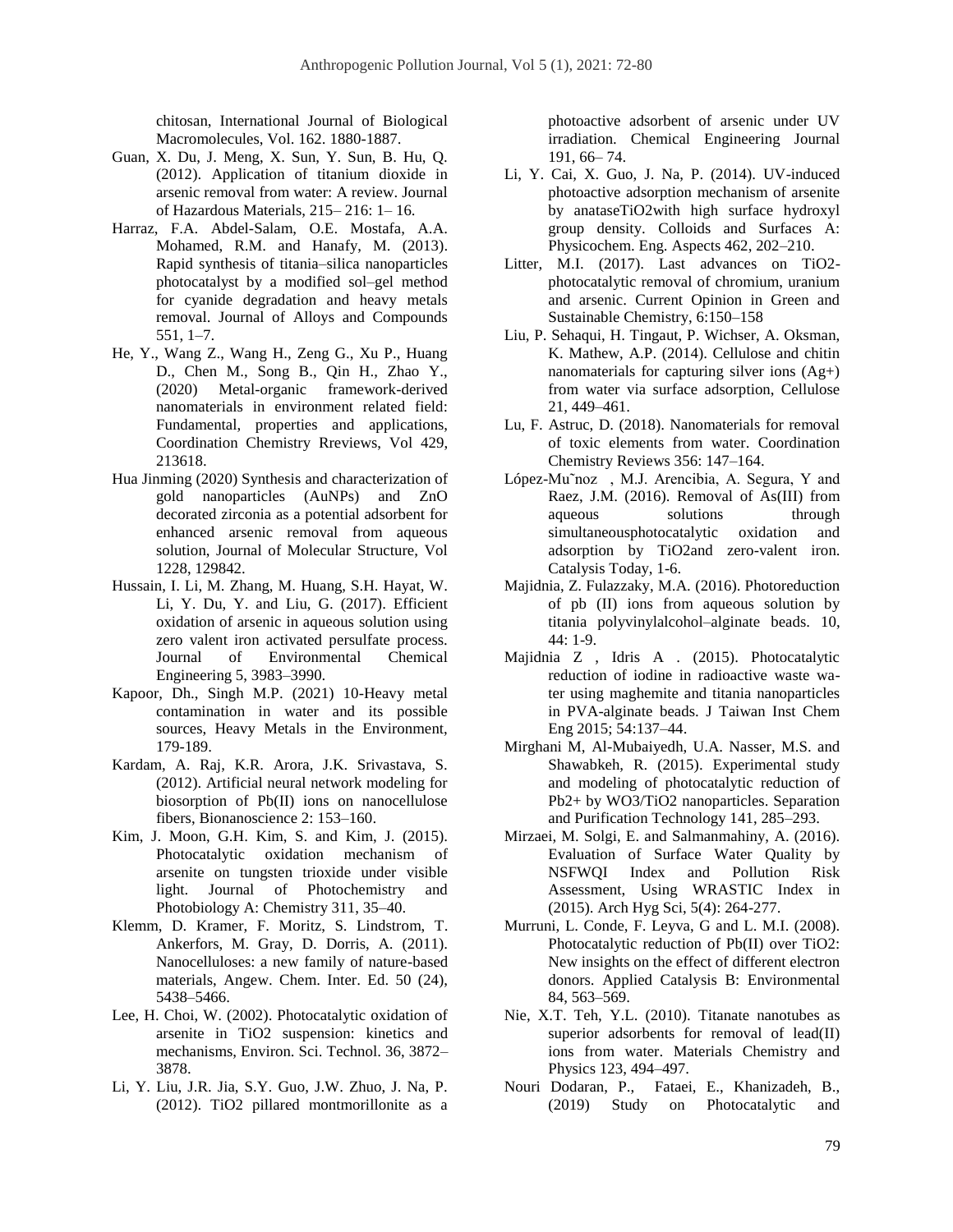chitosan, International Journal of Biological Macromolecules, Vol. 162. 1880-1887.

Guan, X. Du, J. Meng, X. Sun, Y. Sun, B. Hu, Q. (2012). Application of titanium dioxide in arsenic removal from water: A review. Journal of Hazardous Materials, 215– 216: 1– 16.

Harraz, F.A. Abdel-Salam, O.E. Mostafa, A.A. Mohamed, R.M. and Hanafy, M. (2013). Rapid synthesis of titania–silica nanoparticles photocatalyst by a modified sol–gel method for cyanide degradation and heavy metals removal. Journal of Alloys and Compounds 551, 1–7.

He, Y., Wang Z., Wang H., Zeng G., Xu P., Huang D., Chen M., Song B., Qin H., Zhao Y., (2020) Metal-organic framework-derived nanomaterials in environment related field: Fundamental, properties and applications, Coordination Chemistry Rreviews, Vol 429, 213618.

Hua Jinming (2020) Synthesis and characterization of gold nanoparticles (AuNPs) and ZnO decorated zirconia as a potential adsorbent for enhanced arsenic removal from aqueous solution, Journal of Molecular Structure, Vol 1228, 129842.

Hussain, I. Li, M. Zhang, M. Huang, S.H. Hayat, W. Li, Y. Du, Y. and Liu, G. (2017). Efficient oxidation of arsenic in aqueous solution using zero valent iron activated persulfate process. Journal of Environmental Chemical Engineering 5, 3983–3990.

Kapoor, Dh., Singh M.P. (2021) 10-Heavy metal contamination in water and its possible sources, Heavy Metals in the Environment, 179-189.

Kardam, A. Raj, K.R. Arora, J.K. Srivastava, S. (2012). Artificial neural network modeling for biosorption of Pb(II) ions on nanocellulose fibers, Bionanoscience 2: 153–160.

Kim, J. Moon, G.H. Kim, S. and Kim, J. (2015). Photocatalytic oxidation mechanism of arsenite on tungsten trioxide under visible light. Journal of Photochemistry and Photobiology A: Chemistry 311, 35–40.

Klemm, D. Kramer, F. Moritz, S. Lindstrom, T. Ankerfors, M. Gray, D. Dorris, A. (2011). Nanocelluloses: a new family of nature-based materials, Angew. Chem. Inter. Ed. 50 (24), 5438–5466.

Lee, H. Choi, W. (2002). Photocatalytic oxidation of arsenite in TiO2 suspension: kinetics and mechanisms, Environ. Sci. Technol. 36, 3872–3878.

Li, Y. Liu, J.R. Jia, S.Y. Guo, J.W. Zhuo, J. Na, P. (2012). TiO2 pillared montmorillonite as a photoactive adsorbent of arsenic under UV irradiation. Chemical Engineering Journal 191, 66– 74.

Li, Y. Cai, X. Guo, J. Na, P. (2014). UV-induced photoactive adsorption mechanism of arsenite by anataseTiO2with high surface hydroxyl group density. Colloids and Surfaces A: Physicochem. Eng. Aspects 462, 202–210.

Litter, M.I. (2017). Last advances on TiO2-photocatalytic removal of chromium, uranium and arsenic. Current Opinion in Green and Sustainable Chemistry, 6:150–158

Liu, P. Sehaqui, H. Tingaut, P. Wichser, A. Oksman, K. Mathew, A.P. (2014). Cellulose and chitin nanomaterials for capturing silver ions (Ag+) from water via surface adsorption, Cellulose 21, 449–461.

Lu, F. Astruc, D. (2018). Nanomaterials for removal of toxic elements from water. Coordination Chemistry Reviews 356: 147–164.

López-Mu˜noz , M.J. Arencibia, A. Segura, Y and Raez, J.M. (2016). Removal of As(III) from aqueous solutions through simultaneousphotocatalytic oxidation and adsorption by TiO2and zero-valent iron. Catalysis Today, 1-6.

Majidnia, Z. Fulazzaky, M.A. (2016). Photoreduction of pb (II) ions from aqueous solution by titania polyvinylalcohol–alginate beads. 10, 44: 1-9.

Majidnia Z , Idris A . (2015). Photocatalytic reduction of iodine in radioactive waste water using maghemite and titania nanoparticles in PVA-alginate beads. J Taiwan Inst Chem Eng 2015; 54:137–44.

Mirghani M, Al-Mubaiyedh, U.A. Nasser, M.S. and Shawabkeh, R. (2015). Experimental study and modeling of photocatalytic reduction of Pb2+ by WO3/TiO2 nanoparticles. Separation and Purification Technology 141, 285–293.

Mirzaei, M. Solgi, E. and Salmanmahiny, A. (2016). Evaluation of Surface Water Quality by NSFWQI Index and Pollution Risk Assessment, Using WRASTIC Index in (2015). Arch Hyg Sci, 5(4): 264-277.

Murruni, L. Conde, F. Leyva, G and L. M.I. (2008). Photocatalytic reduction of Pb(II) over TiO2: New insights on the effect of different electron donors. Applied Catalysis B: Environmental 84, 563–569.

Nie, X.T. Teh, Y.L. (2010). Titanate nanotubes as superior adsorbents for removal of lead(II) ions from water. Materials Chemistry and Physics 123, 494–497.

Nouri Dodaran, P., Fataei, E., Khanizadeh, B., (2019) Study on Photocatalytic and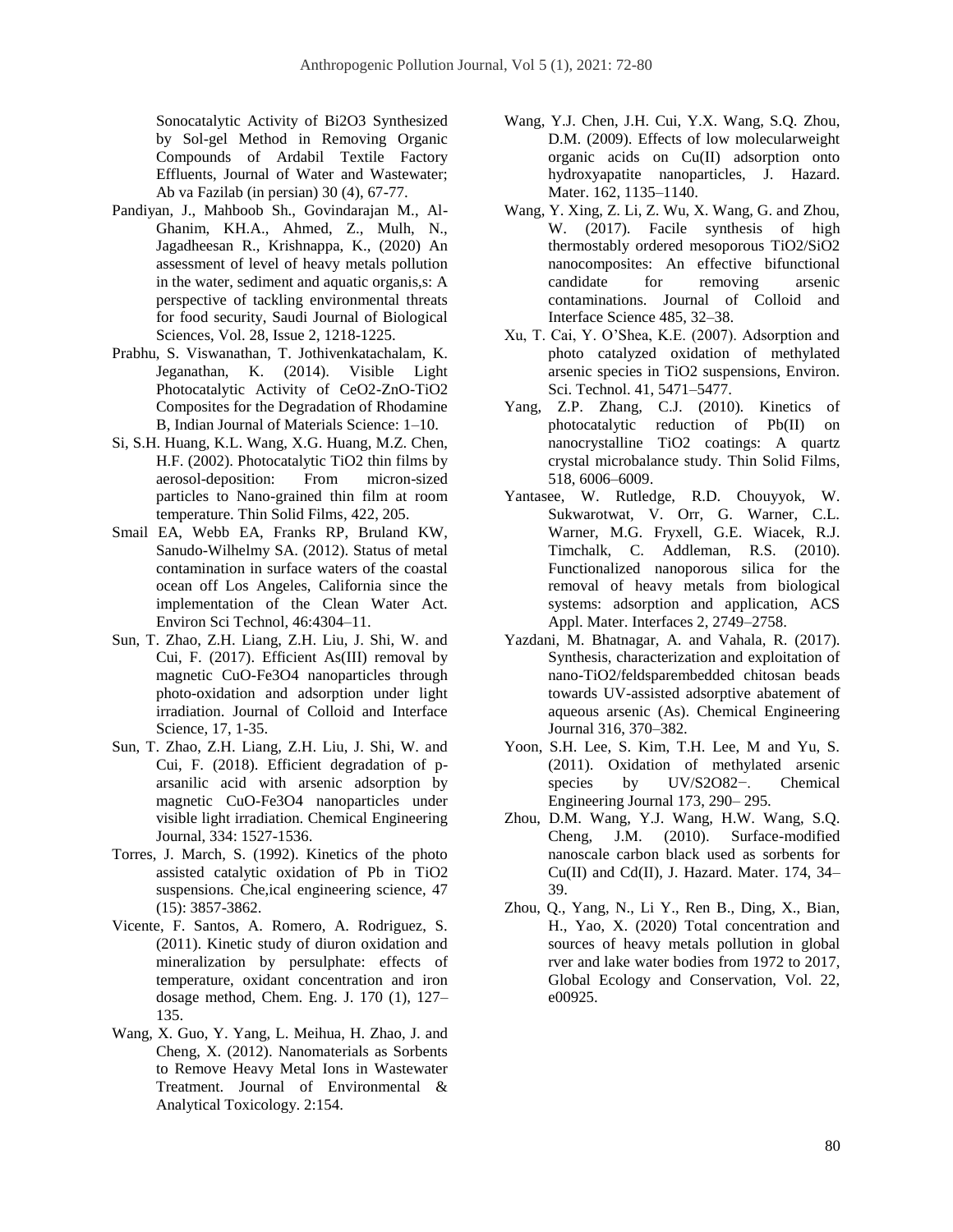Sonocatalytic Activity of $Bi_2O_3$ Synthesized by Sol-gel Method in Removing Organic Compounds of Ardabil Textile Factory Effluents, Journal of Water and Wastewater; Ab va Fazilab (in persian) 30 (4), 67-77.

Pandiyan, J., Mahboob Sh., Govindarajan M., Al-Ghanim, KH.A., Ahmed, Z., Mulh, N., Jagadheesan R., Krishnappa, K., (2020) An assessment of level of heavy metals pollution in the water, sediment and aquatic organis,s: A perspective of tackling environmental threats for food security, Saudi Journal of Biological Sciences, Vol. 28, Issue 2, 1218-1225.

Prabhu, S. Viswanathan, T. Jothivenkatachalam, K. Jeganathan, K. (2014). Visible Light Photocatalytic Activity of $CeO_2$-ZnO-$TiO_2$ Composites for the Degradation of Rhodamine B, Indian Journal of Materials Science: 1–10.

Si, S.H. Huang, K.L. Wang, X.G. Huang, M.Z. Chen, H.F. (2002). Photocatalytic $TiO_2$ thin films by aerosol-deposition: From micron-sized particles to Nano-grained thin film at room temperature. Thin Solid Films, 422, 205.

Smail EA, Webb EA, Franks RP, Bruland KW, Sanudo-Wilhelmy SA. (2012). Status of metal contamination in surface waters of the coastal ocean off Los Angeles, California since the implementation of the Clean Water Act. Environ Sci Technol, 46:4304–11.

Sun, T. Zhao, Z.H. Liang, Z.H. Liu, J. Shi, W. and Cui, F. (2017). Efficient As(III) removal by magnetic CuO-$Fe_3O_4$ nanoparticles through photo-oxidation and adsorption under light irradiation. Journal of Colloid and Interface Science, 17, 1-35.

Sun, T. Zhao, Z.H. Liang, Z.H. Liu, J. Shi, W. and Cui, F. (2018). Efficient degradation of p-arsanilic acid with arsenic adsorption by magnetic CuO-$Fe_3O_4$ nanoparticles under visible light irradiation. Chemical Engineering Journal, 334: 1527-1536.

Torres, J. March, S. (1992). Kinetics of the photo assisted catalytic oxidation of Pb in $TiO_2$ suspensions. Che,ical engineering science, 47 (15): 3857-3862.

Vicente, F. Santos, A. Romero, A. Rodriguez, S. (2011). Kinetic study of diuron oxidation and mineralization by persulphate: effects of temperature, oxidant concentration and iron dosage method, Chem. Eng. J. 170 (1), 127–135.

Wang, X. Guo, Y. Yang, L. Meihua, H. Zhao, J. and Cheng, X. (2012). Nanomaterials as Sorbents to Remove Heavy Metal Ions in Wastewater Treatment. Journal of Environmental & Analytical Toxicology. 2:154.

Wang, Y.J. Chen, J.H. Cui, Y.X. Wang, S.Q. Zhou, D.M. (2009). Effects of low molecularweight organic acids on Cu(II) adsorption onto hydroxyapatite nanoparticles, J. Hazard. Mater. 162, 1135–1140.

Wang, Y. Xing, Z. Li, Z. Wu, X. Wang, G. and Zhou, W. (2017). Facile synthesis of high thermostably ordered mesoporous $TiO_2$/$SiO_2$ nanocomposites: An effective bifunctional candidate for removing arsenic contaminations. Journal of Colloid and Interface Science 485, 32–38.

Xu, T. Cai, Y. O'Shea, K.E. (2007). Adsorption and photo catalyzed oxidation of methylated arsenic species in $TiO_2$ suspensions, Environ. Sci. Technol. 41, 5471–5477.

Yang, Z.P. Zhang, C.J. (2010). Kinetics of photocatalytic reduction of Pb(II) on nanocrystalline $TiO_2$ coatings: A quartz crystal microbalance study. Thin Solid Films, 518, 6006–6009.

Yantasee, W. Rutledge, R.D. Chouyyok, W. Sukwarotwat, V. Orr, G. Warner, C.L. Warner, M.G. Fryxell, G.E. Wiacek, R.J. Timchalk, C. Addleman, R.S. (2010). Functionalized nanoporous silica for the removal of heavy metals from biological systems: adsorption and application, ACS Appl. Mater. Interfaces 2, 2749–2758.

Yazdani, M. Bhatnagar, A. and Vahala, R. (2017). Synthesis, characterization and exploitation of nano-$TiO_2$/feldsparembedded chitosan beads towards UV-assisted adsorptive abatement of aqueous arsenic (As). Chemical Engineering Journal 316, 370–382.

Yoon, S.H. Lee, S. Kim, T.H. Lee, M and Yu, S. (2011). Oxidation of methylated arsenic species by UV/$S_2O_8^{2-}$. Chemical Engineering Journal 173, 290– 295.

Zhou, D.M. Wang, Y.J. Wang, H.W. Wang, S.Q. Cheng, J.M. (2010). Surface-modified nanoscale carbon black used as sorbents for Cu(II) and Cd(II), J. Hazard. Mater. 174, 34–39.

Zhou, Q., Yang, N., Li Y., Ren B., Ding, X., Bian, H., Yao, X. (2020) Total concentration and sources of heavy metals pollution in global rver and lake water bodies from 1972 to 2017, Global Ecology and Conservation, Vol. 22, e00925.